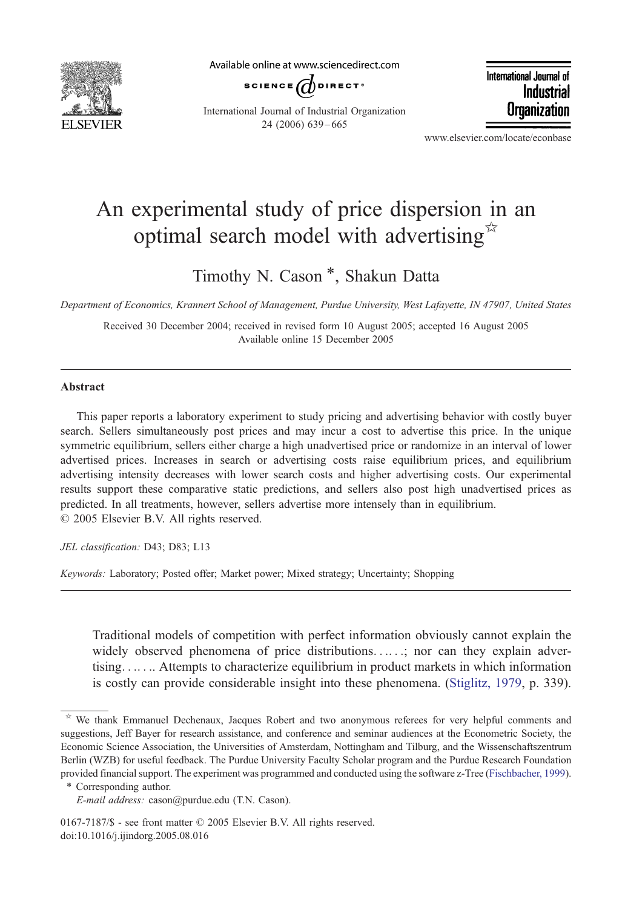# An experimental study of price dispersion in an optimal search model with advertising ☆

Timothy N. Cason *, Shakun Datta

*Department of Economics, Krannert School of Management, Purdue University, West Lafayette, IN 47907, United States*

Received 30 December 2004; received in revised form 10 August 2005; accepted 16 August 2005
Available online 15 December 2005

## Abstract

This paper reports a laboratory experiment to study pricing and advertising behavior with costly buyer search. Sellers simultaneously post prices and may incur a cost to advertise this price. In the unique symmetric equilibrium, sellers either charge a high unadvertised price or randomize in an interval of lower advertised prices. Increases in search or advertising costs raise equilibrium prices, and equilibrium advertising intensity decreases with lower search costs and higher advertising costs. Our experimental results support these comparative static predictions, and sellers also post high unadvertised prices as predicted. In all treatments, however, sellers advertise more intensely than in equilibrium.
© 2005 Elsevier B.V. All rights reserved.

*JEL classification:* D43; D83; L13

*Keywords:* Laboratory; Posted offer; Market power; Mixed strategy; Uncertainty; Shopping

> Traditional models of competition with perfect information obviously cannot explain the widely observed phenomena of price distributions……; nor can they explain advertising……. Attempts to characterize equilibrium in product markets in which information is costly can provide considerable insight into these phenomena. (Stiglitz, 1979, p. 339).

☆ We thank Emmanuel Dechenaux, Jacques Robert and two anonymous referees for very helpful comments and suggestions, Jeff Bayer for research assistance, and conference and seminar audiences at the Econometric Society, the Economic Science Association, the Universities of Amsterdam, Nottingham and Tilburg, and the Wissenschaftszentrum Berlin (WZB) for useful feedback. The Purdue University Faculty Scholar program and the Purdue Research Foundation provided financial support. The experiment was programmed and conducted using the software z-Tree (Fischbacher, 1999).

\* Corresponding author.
*E-mail address:* cason@purdue.edu (T.N. Cason).

0167-7187/$ - see front matter © 2005 Elsevier B.V. All rights reserved.
doi:10.1016/j.ijindorg.2005.08.016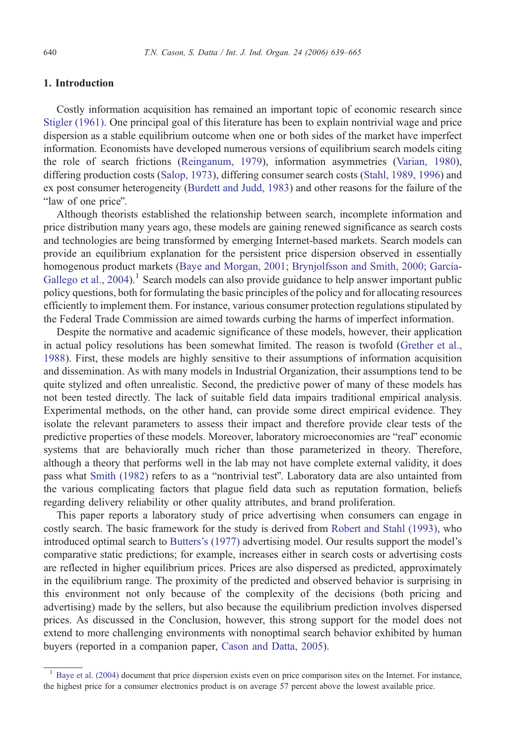## 1. Introduction

Costly information acquisition has remained an important topic of economic research since Stigler (1961). One principal goal of this literature has been to explain nontrivial wage and price dispersion as a stable equilibrium outcome when one or both sides of the market have imperfect information. Economists have developed numerous versions of equilibrium search models citing the role of search frictions (Reinganum, 1979), information asymmetries (Varian, 1980), differing production costs (Salop, 1973), differing consumer search costs (Stahl, 1989, 1996) and ex post consumer heterogeneity (Burdett and Judd, 1983) and other reasons for the failure of the "law of one price".

Although theorists established the relationship between search, incomplete information and price distribution many years ago, these models are gaining renewed significance as search costs and technologies are being transformed by emerging Internet-based markets. Search models can provide an equilibrium explanation for the persistent price dispersion observed in essentially homogenous product markets (Baye and Morgan, 2001; Brynjolfsson and Smith, 2000; García-Gallego et al., 2004).[1] Search models can also provide guidance to help answer important public policy questions, both for formulating the basic principles of the policy and for allocating resources efficiently to implement them. For instance, various consumer protection regulations stipulated by the Federal Trade Commission are aimed towards curbing the harms of imperfect information.

Despite the normative and academic significance of these models, however, their application in actual policy resolutions has been somewhat limited. The reason is twofold (Grether et al., 1988). First, these models are highly sensitive to their assumptions of information acquisition and dissemination. As with many models in Industrial Organization, their assumptions tend to be quite stylized and often unrealistic. Second, the predictive power of many of these models has not been tested directly. The lack of suitable field data impairs traditional empirical analysis. Experimental methods, on the other hand, can provide some direct empirical evidence. They isolate the relevant parameters to assess their impact and therefore provide clear tests of the predictive properties of these models. Moreover, laboratory microeconomies are "real" economic systems that are behaviorally much richer than those parameterized in theory. Therefore, although a theory that performs well in the lab may not have complete external validity, it does pass what Smith (1982) refers to as a "nontrivial test". Laboratory data are also untainted from the various complicating factors that plague field data such as reputation formation, beliefs regarding delivery reliability or other quality attributes, and brand proliferation.

This paper reports a laboratory study of price advertising when consumers can engage in costly search. The basic framework for the study is derived from Robert and Stahl (1993), who introduced optimal search to Butters's (1977) advertising model. Our results support the model's comparative static predictions; for example, increases either in search costs or advertising costs are reflected in higher equilibrium prices. Prices are also dispersed as predicted, approximately in the equilibrium range. The proximity of the predicted and observed behavior is surprising in this environment not only because of the complexity of the decisions (both pricing and advertising) made by the sellers, but also because the equilibrium prediction involves dispersed prices. As discussed in the Conclusion, however, this strong support for the model does not extend to more challenging environments with nonoptimal search behavior exhibited by human buyers (reported in a companion paper, Cason and Datta, 2005).

[1] Baye et al. (2004) document that price dispersion exists even on price comparison sites on the Internet. For instance, the highest price for a consumer electronics product is on average 57 percent above the lowest available price.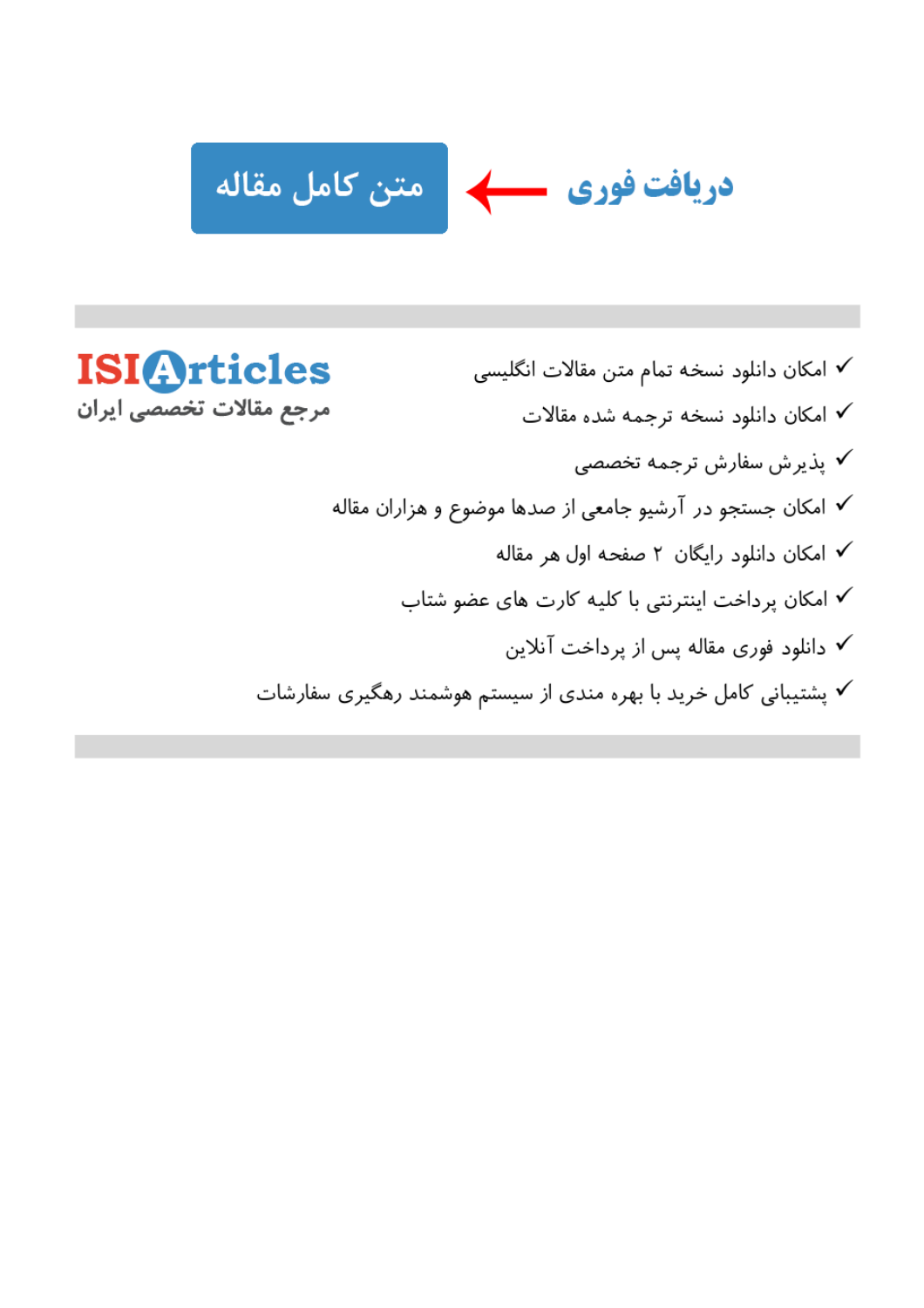دریافت فوری ← متن کامل مقاله

**ISIArticles**
مرجع مقالات تخصصی ایران

- ✓ امکان دانلود نسخه تمام متن مقالات انگلیسی
- ✓ امکان دانلود نسخه ترجمه شده مقالات
- ✓ پذیرش سفارش ترجمه تخصصی
- ✓ امکان جستجو در آرشیو جامعی از صدها موضوع و هزاران مقاله
- ✓ امکان دانلود رایگان ۲ صفحه اول هر مقاله
- ✓ امکان پرداخت اینترنتی با کلیه کارت های عضو شتاب
- ✓ دانلود فوری مقاله پس از پرداخت آنلاین
- ✓ پشتیبانی کامل خرید با بهره مندی از سیستم هوشمند رهگیری سفارشات